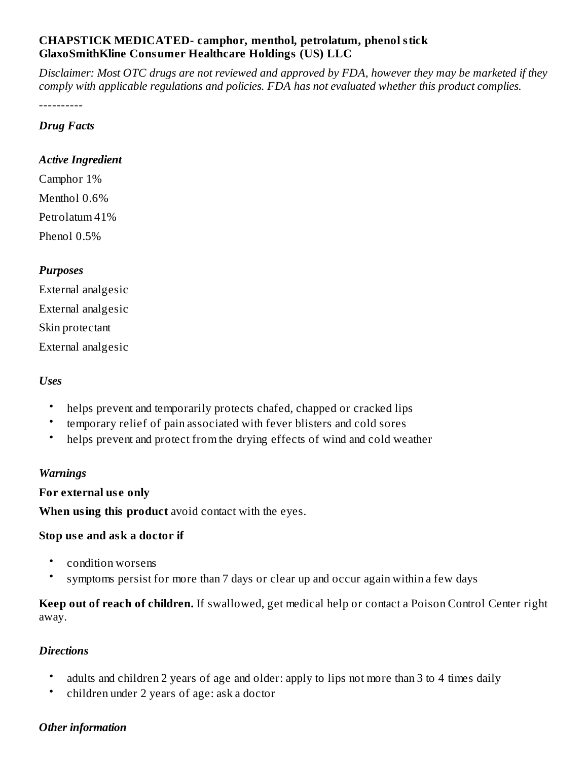**CHAPSTICK MEDICATED- camphor, menthol, petrolatum, phenol stick**
**GlaxoSmithKline Consumer Healthcare Holdings (US) LLC**

*Disclaimer: Most OTC drugs are not reviewed and approved by FDA, however they may be marketed if they comply with applicable regulations and policies. FDA has not evaluated whether this product complies.*

----------

***Drug Facts***

***Active Ingredient***

Camphor 1%

Menthol 0.6%

Petrolatum 41%

Phenol 0.5%

***Purposes***

External analgesic

External analgesic

Skin protectant

External analgesic

***Uses***

- helps prevent and temporarily protects chafed, chapped or cracked lips
- temporary relief of pain associated with fever blisters and cold sores
- helps prevent and protect from the drying effects of wind and cold weather

***Warnings***

**For external use only**

**When using this product** avoid contact with the eyes.

**Stop use and ask a doctor if**

- condition worsens
- symptoms persist for more than 7 days or clear up and occur again within a few days

**Keep out of reach of children.** If swallowed, get medical help or contact a Poison Control Center right away.

***Directions***

- adults and children 2 years of age and older: apply to lips not more than 3 to 4 times daily
- children under 2 years of age: ask a doctor

***Other information***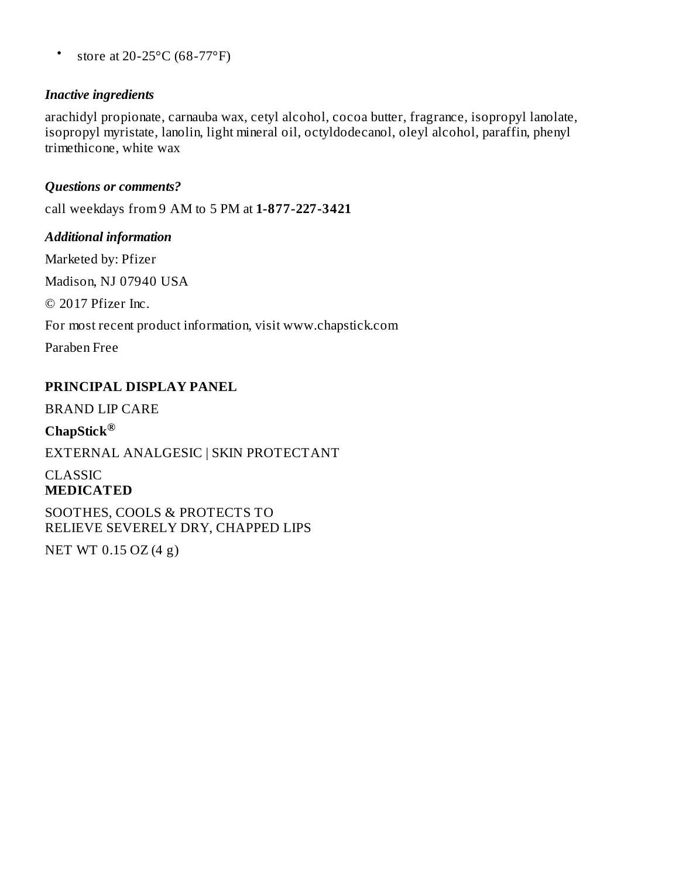- store at 20-25°C (68-77°F)

### *Inactive ingredients*

arachidyl propionate, carnauba wax, cetyl alcohol, cocoa butter, fragrance, isopropyl lanolate, isopropyl myristate, lanolin, light mineral oil, octyldodecanol, oleyl alcohol, paraffin, phenyl trimethicone, white wax

### *Questions or comments?*

call weekdays from 9 AM to 5 PM at **1-877-227-3421**

### *Additional information*

Marketed by: Pfizer

Madison, NJ 07940 USA

© 2017 Pfizer Inc.

For most recent product information, visit www.chapstick.com

Paraben Free

## PRINCIPAL DISPLAY PANEL

BRAND LIP CARE

**ChapStick®**

EXTERNAL ANALGESIC | SKIN PROTECTANT

CLASSIC
**MEDICATED**

SOOTHES, COOLS & PROTECTS TO
RELIEVE SEVERELY DRY, CHAPPED LIPS

NET WT 0.15 OZ (4 g)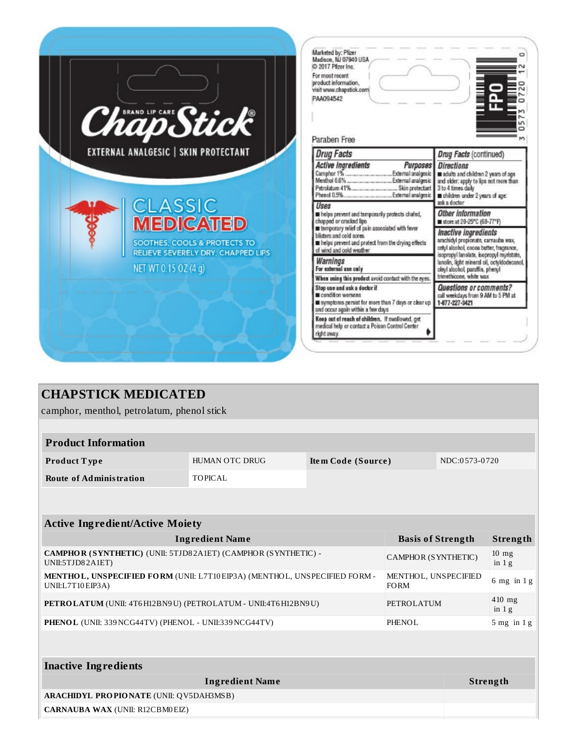ChapStick®
BRAND LIP CARE

EXTERNAL ANALGESIC | SKIN PROTECTANT

CLASSIC
MEDICATED

SOOTHES, COOLS & PROTECTS TO RELIEVE SEVERELY DRY, CHAPPED LIPS

NET WT 0.15 OZ (4 g)

Marketed by: Pfizer
Madison, NJ 07940 USA
© 2017 Pfizer Inc.
For most recent product information, visit www.chapstick.com
PAA094542

3 0573 0720 12 0

FPO

Paraben Free

**Drug Facts**

**Active ingredients** — **Purposes**
Camphor 1% ........ External analgesic
Menthol 0.6% ........ External analgesic
Petrolatum 41% ........ Skin protectant
Phenol 0.5% ........ External analgesic

**Uses**
- helps prevent and temporarily protects chafed, chapped or cracked lips
- temporary relief of pain associated with fever blisters and cold sores
- helps prevent and protect from the drying effects of wind and cold weather

**Warnings**
**For external use only**
**When using this product** avoid contact with the eyes.
**Stop use and ask a doctor if**
- condition worsens
- symptoms persist for more than 7 days or clear up and occur again within a few days

**Keep out of reach of children.** If swallowed, get medical help or contact a Poison Control Center right away.

**Drug Facts** (continued)

**Directions**
- adults and children 2 years of age and older: apply to lips not more than 3 to 4 times daily
- children under 2 years of age: ask a doctor

**Other information**
- store at 20-25°C (68-77°F)

**Inactive ingredients**
arachidyl propionate, carnauba wax, cetyl alcohol, cocoa butter, fragrance, isopropyl lanolate, isopropyl myristate, lanolin, light mineral oil, octyldodecanol, oleyl alcohol, paraffin, phenyl trimethicone, white wax

**Questions or comments?**
call weekdays from 9 AM to 5 PM at **1-877-227-3421**

## CHAPSTICK MEDICATED

camphor, menthol, petrolatum, phenol stick

| **Product Information** | | | |
|---|---|---|---|
| **Product Type** | HUMAN OTC DRUG | **Item Code (Source)** | NDC:0573-0720 |
| **Route of Administration** | TOPICAL | | |

| **Active Ingredient/Active Moiety** | | |
|---|---|---|
| **Ingredient Name** | **Basis of Strength** | **Strength** |
| **CAMPHOR (SYNTHETIC)** (UNII: 5TJD82A1ET) (CAMPHOR (SYNTHETIC) - UNII:5TJD82A1ET) | CAMPHOR (SYNTHETIC) | 10 mg in 1 g |
| **MENTHOL, UNSPECIFIED FORM** (UNII: L7T10EIP3A) (MENTHOL, UNSPECIFIED FORM - UNII:L7T10EIP3A) | MENTHOL, UNSPECIFIED FORM | 6 mg in 1 g |
| **PETROLATUM** (UNII: 4T6H12BN9U) (PETROLATUM - UNII:4T6H12BN9U) | PETROLATUM | 410 mg in 1 g |
| **PHENOL** (UNII: 339NCG44TV) (PHENOL - UNII:339NCG44TV) | PHENOL | 5 mg in 1 g |

| **Inactive Ingredients** | |
|---|---|
| **Ingredient Name** | **Strength** |
| **ARACHIDYL PROPIONATE** (UNII: QV5DAH3MSB) | |
| **CARNAUBA WAX** (UNII: R12CBM0EIZ) | |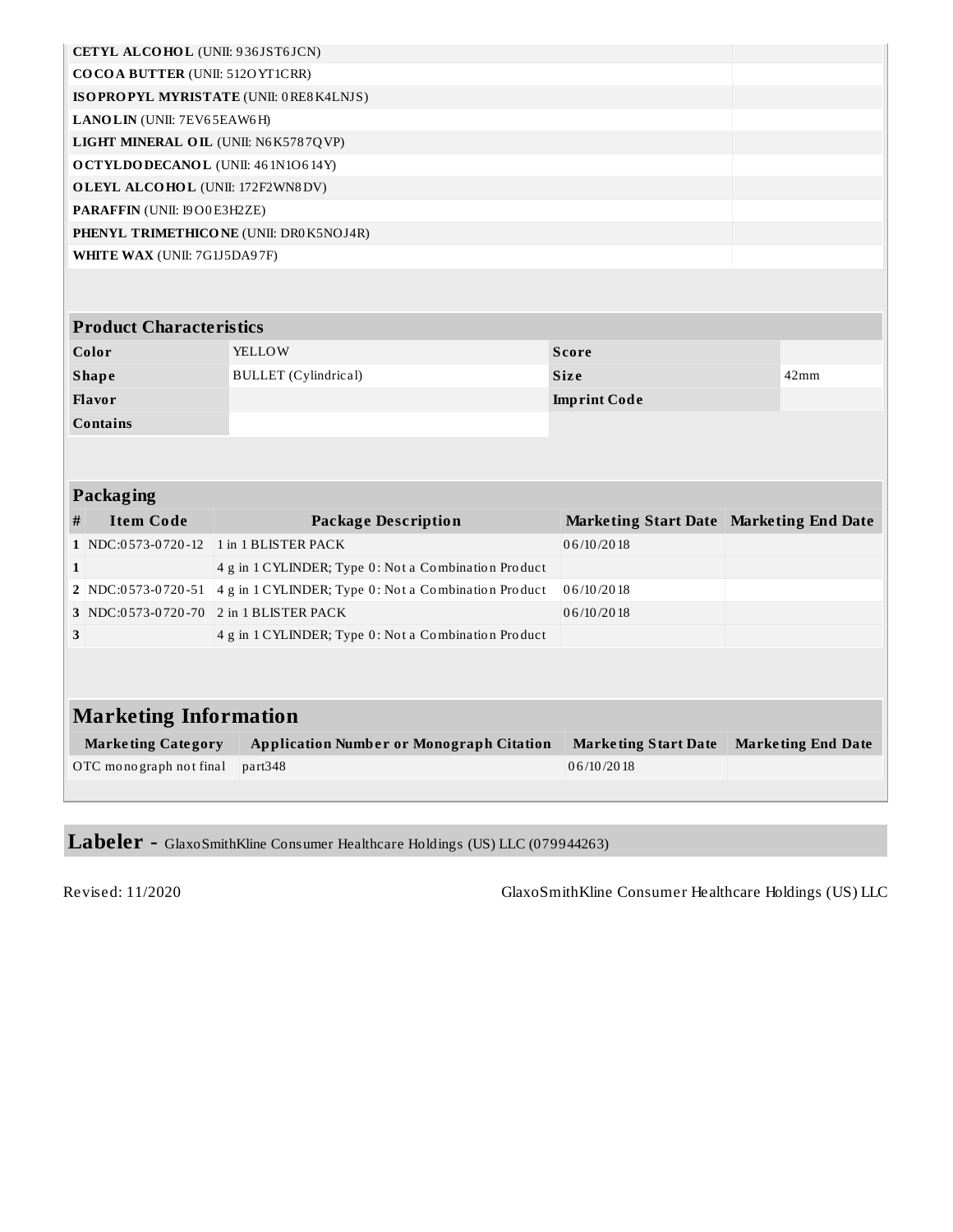| | |
|---|---|
| **CETYL ALCOHOL** (UNII: 936JST6JCN) | |
| **COCOA BUTTER** (UNII: 512OYT1CRR) | |
| **ISOPROPYL MYRISTATE** (UNII: 0RE8K4LNJS) | |
| **LANOLIN** (UNII: 7EV65EAW6H) | |
| **LIGHT MINERAL OIL** (UNII: N6K5787QVP) | |
| **OCTYLDODECANOL** (UNII: 461N1O614Y) | |
| **OLEYL ALCOHOL** (UNII: 172F2WN8DV) | |
| **PARAFFIN** (UNII: I9O0E3H2ZE) | |
| **PHENYL TRIMETHICONE** (UNII: DR0K5NOJ4R) | |
| **WHITE WAX** (UNII: 7G1J5DA97F) | |

| Product Characteristics | | | |
|---|---|---|---|
| **Color** | YELLOW | **Score** | |
| **Shape** | BULLET (Cylindrical) | **Size** | 42mm |
| **Flavor** | | **Imprint Code** | |
| **Contains** | | | |

**Packaging**

| # | Item Code | Package Description | Marketing Start Date | Marketing End Date |
|---|---|---|---|---|
| 1 | NDC:0573-0720-12 | 1 in 1 BLISTER PACK | 06/10/2018 | |
| 1 | | 4 g in 1 CYLINDER; Type 0: Not a Combination Product | | |
| 2 | NDC:0573-0720-51 | 4 g in 1 CYLINDER; Type 0: Not a Combination Product | 06/10/2018 | |
| 3 | NDC:0573-0720-70 | 2 in 1 BLISTER PACK | 06/10/2018 | |
| 3 | | 4 g in 1 CYLINDER; Type 0: Not a Combination Product | | |

## Marketing Information

| Marketing Category | Application Number or Monograph Citation | Marketing Start Date | Marketing End Date |
|---|---|---|---|
| OTC monograph not final | part348 | 06/10/2018 | |

## Labeler - GlaxoSmithKline Consumer Healthcare Holdings (US) LLC (079944263)

Revised: 11/2020

GlaxoSmithKline Consumer Healthcare Holdings (US) LLC